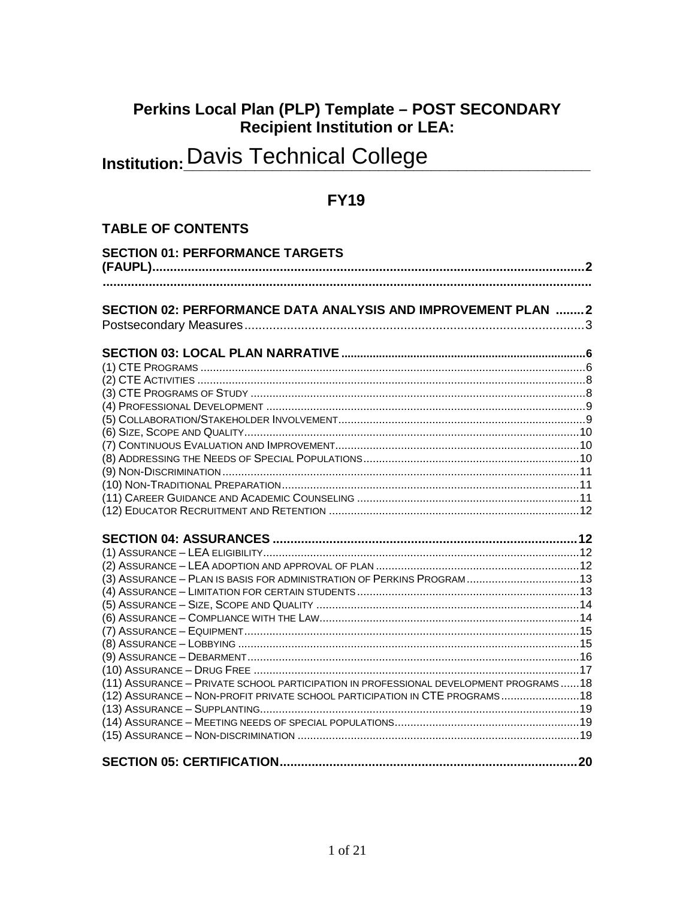# Perkins Local Plan (PLP) Template – POST SECONDARY
## Recipient Institution or LEA:

**Institution:** Davis Technical College

## FY19

### TABLE OF CONTENTS

**SECTION 01: PERFORMANCE TARGETS (FAUPL)....................................................................................................2**

**..........................................................................................................................................**

**SECTION 02: PERFORMANCE DATA ANALYSIS AND IMPROVEMENT PLAN ........2**

Postsecondary Measures....................................................................................3

**SECTION 03: LOCAL PLAN NARRATIVE .............................................................................6**

(1) CTE Programs ..........................................................................................................6
(2) CTE Activities ..........................................................................................................8
(3) CTE Programs of Study ..........................................................................................8
(4) Professional Development ......................................................................................9
(5) Collaboration/Stakeholder Involvement...................................................................9
(6) Size, Scope and Quality.........................................................................................10
(7) Continuous Evaluation and Improvement..............................................................10
(8) Addressing the Needs of Special Populations.......................................................10
(9) Non-Discrimination .................................................................................................11
(10) Non-Traditional Preparation..................................................................................11
(11) Career Guidance and Academic Counseling .......................................................11
(12) Educator Recruitment and Retention ...................................................................12

**SECTION 04: ASSURANCES .......................................................................................12**

(1) Assurance – LEA eligibility.......................................................................................12
(2) Assurance – LEA adoption and approval of plan ...................................................12
(3) Assurance – Plan is basis for administration of Perkins Program .........................13
(4) Assurance – Limitation for certain students ............................................................13
(5) Assurance – Size, Scope and Quality ....................................................................14
(6) Assurance – Compliance with the Law...................................................................14
(7) Assurance – Equipment...........................................................................................15
(8) Assurance – Lobbying .............................................................................................15
(9) Assurance – Debarment..........................................................................................16
(10) Assurance – Drug Free .........................................................................................17
(11) Assurance – Private school participation in professional development programs ......18
(12) Assurance – Non-profit private school participation in CTE programs ..................18
(13) Assurance – Supplanting........................................................................................19
(14) Assurance – Meeting needs of special populations...............................................19
(15) Assurance – Non-discrimination ............................................................................19

**SECTION 05: CERTIFICATION.....................................................................................20**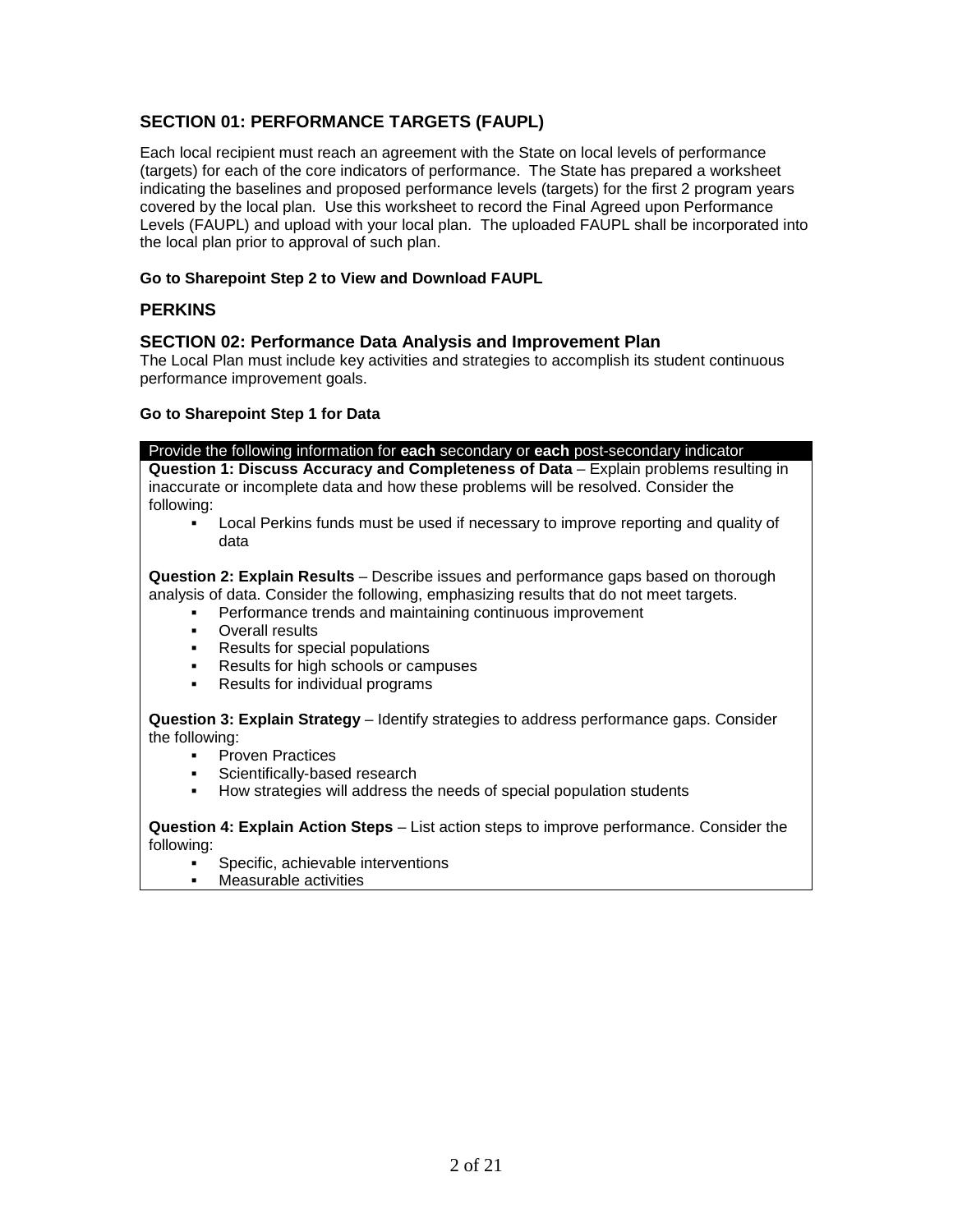## SECTION 01: PERFORMANCE TARGETS (FAUPL)

Each local recipient must reach an agreement with the State on local levels of performance (targets) for each of the core indicators of performance. The State has prepared a worksheet indicating the baselines and proposed performance levels (targets) for the first 2 program years covered by the local plan. Use this worksheet to record the Final Agreed upon Performance Levels (FAUPL) and upload with your local plan. The uploaded FAUPL shall be incorporated into the local plan prior to approval of such plan.

**Go to Sharepoint Step 2 to View and Download FAUPL**

## PERKINS

## SECTION 02: Performance Data Analysis and Improvement Plan

The Local Plan must include key activities and strategies to accomplish its student continuous performance improvement goals.

**Go to Sharepoint Step 1 for Data**

| Provide the following information for **each** secondary or **each** post-secondary indicator |
|---|
| **Question 1: Discuss Accuracy and Completeness of Data** – Explain problems resulting in inaccurate or incomplete data and how these problems will be resolved. Consider the following:<br>▪ Local Perkins funds must be used if necessary to improve reporting and quality of data<br><br>**Question 2: Explain Results** – Describe issues and performance gaps based on thorough analysis of data. Consider the following, emphasizing results that do not meet targets.<br>▪ Performance trends and maintaining continuous improvement<br>▪ Overall results<br>▪ Results for special populations<br>▪ Results for high schools or campuses<br>▪ Results for individual programs<br><br>**Question 3: Explain Strategy** – Identify strategies to address performance gaps. Consider the following:<br>▪ Proven Practices<br>▪ Scientifically-based research<br>▪ How strategies will address the needs of special population students<br><br>**Question 4: Explain Action Steps** – List action steps to improve performance. Consider the following:<br>▪ Specific, achievable interventions<br>▪ Measurable activities |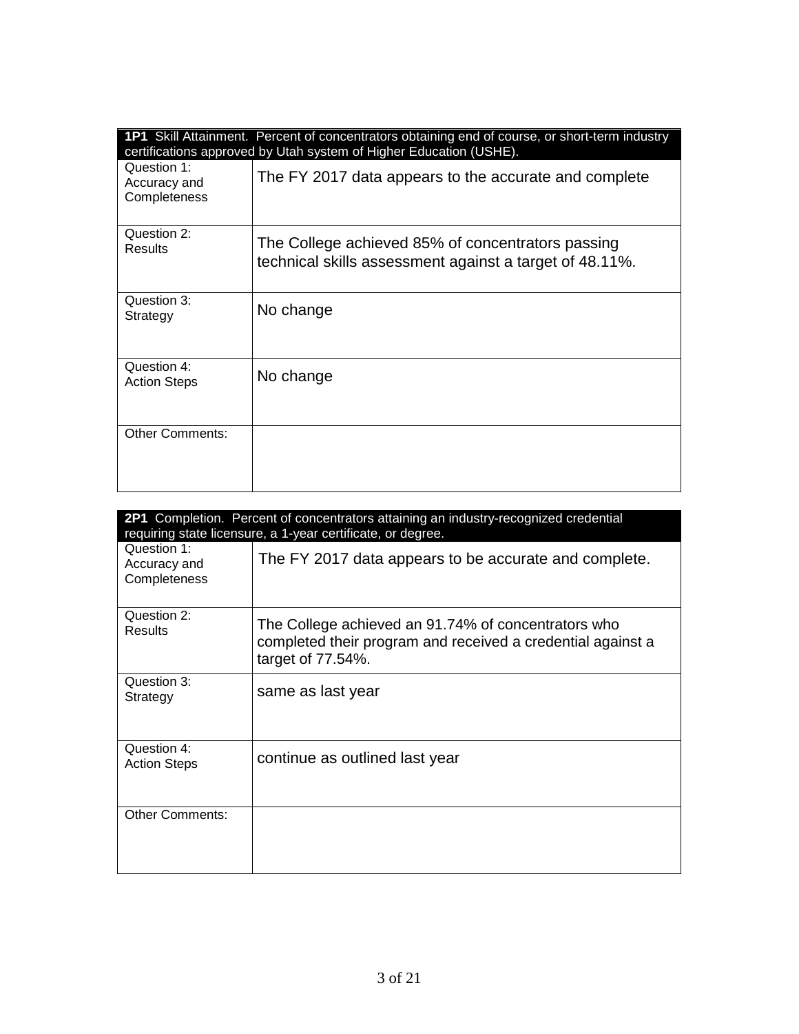| **1P1** Skill Attainment. Percent of concentrators obtaining end of course, or short-term industry certifications approved by Utah system of Higher Education (USHE). | |
|---|---|
| Question 1: Accuracy and Completeness | The FY 2017 data appears to the accurate and complete |
| Question 2: Results | The College achieved 85% of concentrators passing technical skills assessment against a target of 48.11%. |
| Question 3: Strategy | No change |
| Question 4: Action Steps | No change |
| Other Comments: | |

| **2P1** Completion. Percent of concentrators attaining an industry-recognized credential requiring state licensure, a 1-year certificate, or degree. | |
|---|---|
| Question 1: Accuracy and Completeness | The FY 2017 data appears to be accurate and complete. |
| Question 2: Results | The College achieved an 91.74% of concentrators who completed their program and received a credential against a target of 77.54%. |
| Question 3: Strategy | same as last year |
| Question 4: Action Steps | continue as outlined last year |
| Other Comments: | |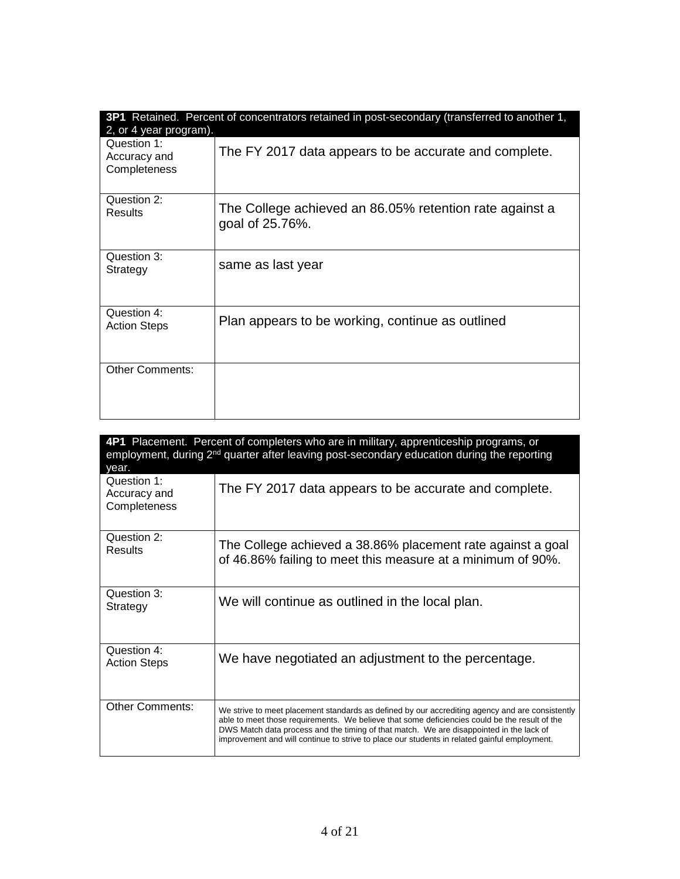| **3P1** Retained. Percent of concentrators retained in post-secondary (transferred to another 1, 2, or 4 year program). | |
|---|---|
| Question 1: Accuracy and Completeness | The FY 2017 data appears to be accurate and complete. |
| Question 2: Results | The College achieved an 86.05% retention rate against a goal of 25.76%. |
| Question 3: Strategy | same as last year |
| Question 4: Action Steps | Plan appears to be working, continue as outlined |
| Other Comments: | |

| **4P1** Placement. Percent of completers who are in military, apprenticeship programs, or employment, during 2nd quarter after leaving post-secondary education during the reporting year. | |
|---|---|
| Question 1: Accuracy and Completeness | The FY 2017 data appears to be accurate and complete. |
| Question 2: Results | The College achieved a 38.86% placement rate against a goal of 46.86% failing to meet this measure at a minimum of 90%. |
| Question 3: Strategy | We will continue as outlined in the local plan. |
| Question 4: Action Steps | We have negotiated an adjustment to the percentage. |
| Other Comments: | We strive to meet placement standards as defined by our accrediting agency and are consistently able to meet those requirements. We believe that some deficiencies could be the result of the DWS Match data process and the timing of that match. We are disappointed in the lack of improvement and will continue to strive to place our students in related gainful employment. |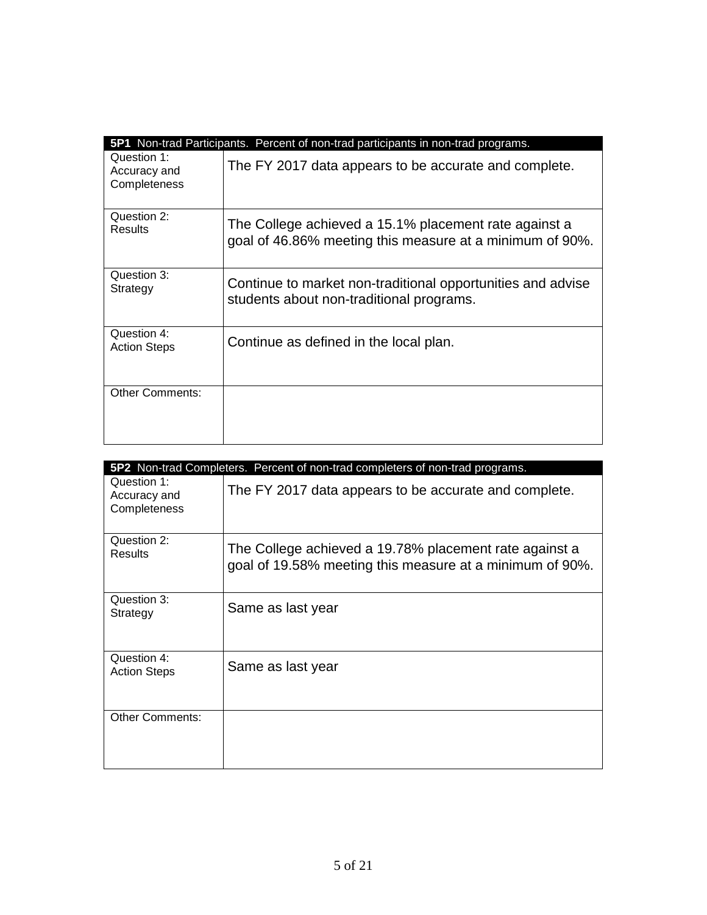| **5P1** Non-trad Participants. Percent of non-trad participants in non-trad programs. | |
|---|---|
| Question 1: Accuracy and Completeness | The FY 2017 data appears to be accurate and complete. |
| Question 2: Results | The College achieved a 15.1% placement rate against a goal of 46.86% meeting this measure at a minimum of 90%. |
| Question 3: Strategy | Continue to market non-traditional opportunities and advise students about non-traditional programs. |
| Question 4: Action Steps | Continue as defined in the local plan. |
| Other Comments: | |

| **5P2** Non-trad Completers. Percent of non-trad completers of non-trad programs. | |
|---|---|
| Question 1: Accuracy and Completeness | The FY 2017 data appears to be accurate and complete. |
| Question 2: Results | The College achieved a 19.78% placement rate against a goal of 19.58% meeting this measure at a minimum of 90%. |
| Question 3: Strategy | Same as last year |
| Question 4: Action Steps | Same as last year |
| Other Comments: | |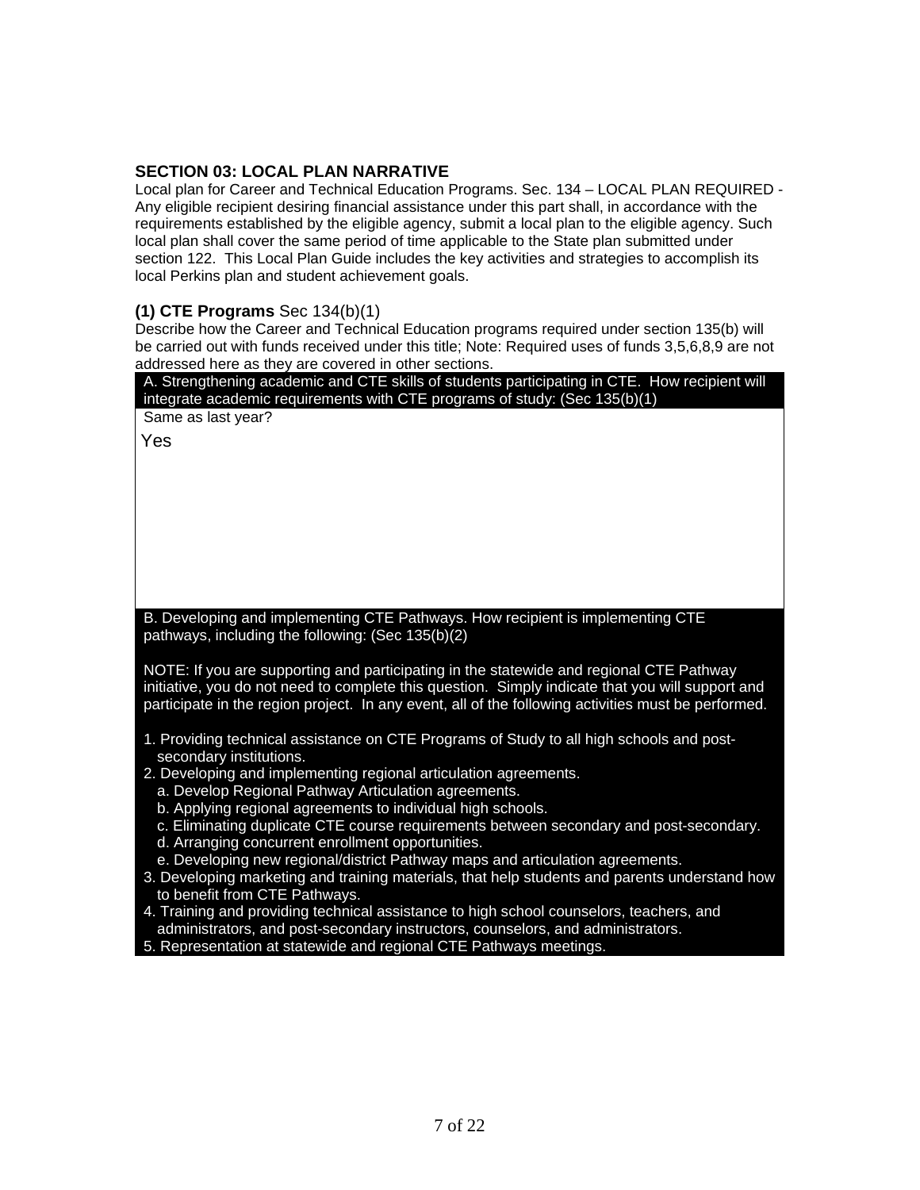## SECTION 03: LOCAL PLAN NARRATIVE

Local plan for Career and Technical Education Programs. Sec. 134 – LOCAL PLAN REQUIRED - Any eligible recipient desiring financial assistance under this part shall, in accordance with the requirements established by the eligible agency, submit a local plan to the eligible agency. Such local plan shall cover the same period of time applicable to the State plan submitted under section 122. This Local Plan Guide includes the key activities and strategies to accomplish its local Perkins plan and student achievement goals.

### (1) CTE Programs Sec 134(b)(1)

Describe how the Career and Technical Education programs required under section 135(b) will be carried out with funds received under this title; Note: Required uses of funds 3,5,6,8,9 are not addressed here as they are covered in other sections.

| A. Strengthening academic and CTE skills of students participating in CTE. How recipient will integrate academic requirements with CTE programs of study: (Sec 135(b)(1) |
|---|
| Same as last year? |
| Yes |

B. Developing and implementing CTE Pathways. How recipient is implementing CTE pathways, including the following: (Sec 135(b)(2)

NOTE: If you are supporting and participating in the statewide and regional CTE Pathway initiative, you do not need to complete this question. Simply indicate that you will support and participate in the region project. In any event, all of the following activities must be performed.

1. Providing technical assistance on CTE Programs of Study to all high schools and post-secondary institutions.
2. Developing and implementing regional articulation agreements.
   a. Develop Regional Pathway Articulation agreements.
   b. Applying regional agreements to individual high schools.
   c. Eliminating duplicate CTE course requirements between secondary and post-secondary.
   d. Arranging concurrent enrollment opportunities.
   e. Developing new regional/district Pathway maps and articulation agreements.
3. Developing marketing and training materials, that help students and parents understand how to benefit from CTE Pathways.
4. Training and providing technical assistance to high school counselors, teachers, and administrators, and post-secondary instructors, counselors, and administrators.
5. Representation at statewide and regional CTE Pathways meetings.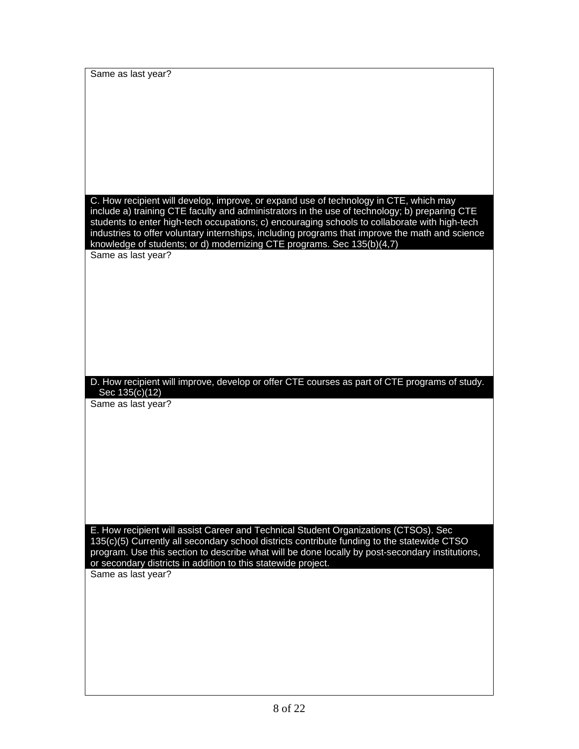Same as last year?

**C. How recipient will develop, improve, or expand use of technology in CTE, which may include a) training CTE faculty and administrators in the use of technology; b) preparing CTE students to enter high-tech occupations; c) encouraging schools to collaborate with high-tech industries to offer voluntary internships, including programs that improve the math and science knowledge of students; or d) modernizing CTE programs. Sec 135(b)(4,7)**

Same as last year?

**D. How recipient will improve, develop or offer CTE courses as part of CTE programs of study. Sec 135(c)(12)**

Same as last year?

**E. How recipient will assist Career and Technical Student Organizations (CTSOs). Sec 135(c)(5) Currently all secondary school districts contribute funding to the statewide CTSO program. Use this section to describe what will be done locally by post-secondary institutions, or secondary districts in addition to this statewide project.**

Same as last year?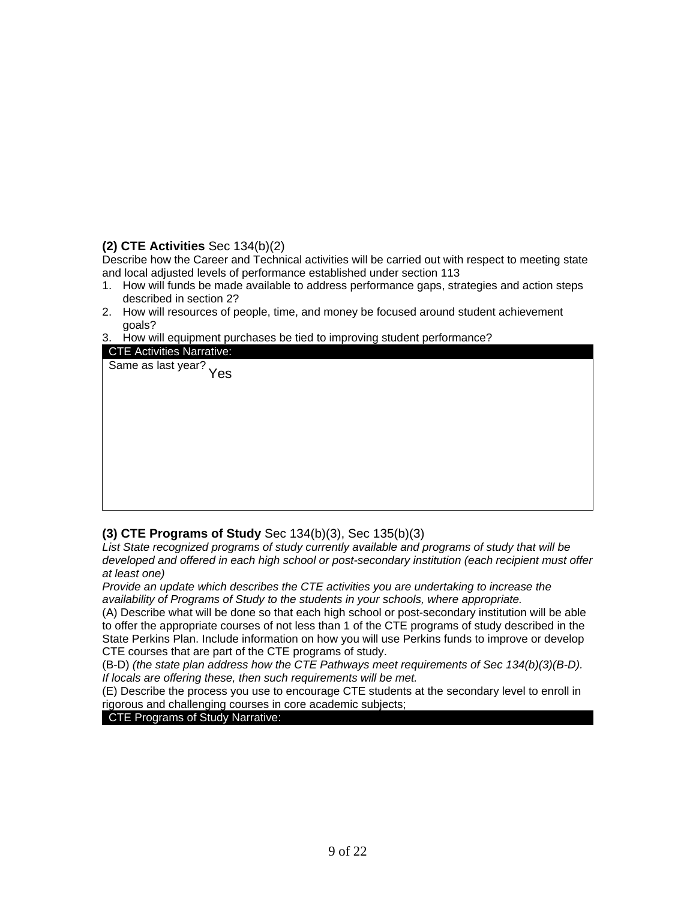**(2) CTE Activities** Sec 134(b)(2)

Describe how the Career and Technical activities will be carried out with respect to meeting state and local adjusted levels of performance established under section 113

1. How will funds be made available to address performance gaps, strategies and action steps described in section 2?
2. How will resources of people, time, and money be focused around student achievement goals?
3. How will equipment purchases be tied to improving student performance?

| CTE Activities Narrative: |
|---|
| Same as last year? Yes |

**(3) CTE Programs of Study** Sec 134(b)(3), Sec 135(b)(3)

*List State recognized programs of study currently available and programs of study that will be developed and offered in each high school or post-secondary institution (each recipient must offer at least one)*

*Provide an update which describes the CTE activities you are undertaking to increase the availability of Programs of Study to the students in your schools, where appropriate.*

(A) Describe what will be done so that each high school or post-secondary institution will be able to offer the appropriate courses of not less than 1 of the CTE programs of study described in the State Perkins Plan. Include information on how you will use Perkins funds to improve or develop CTE courses that are part of the CTE programs of study.

(B-D) *(the state plan address how the CTE Pathways meet requirements of Sec 134(b)(3)(B-D). If locals are offering these, then such requirements will be met.*

(E) Describe the process you use to encourage CTE students at the secondary level to enroll in rigorous and challenging courses in core academic subjects;

| CTE Programs of Study Narrative: |
|---|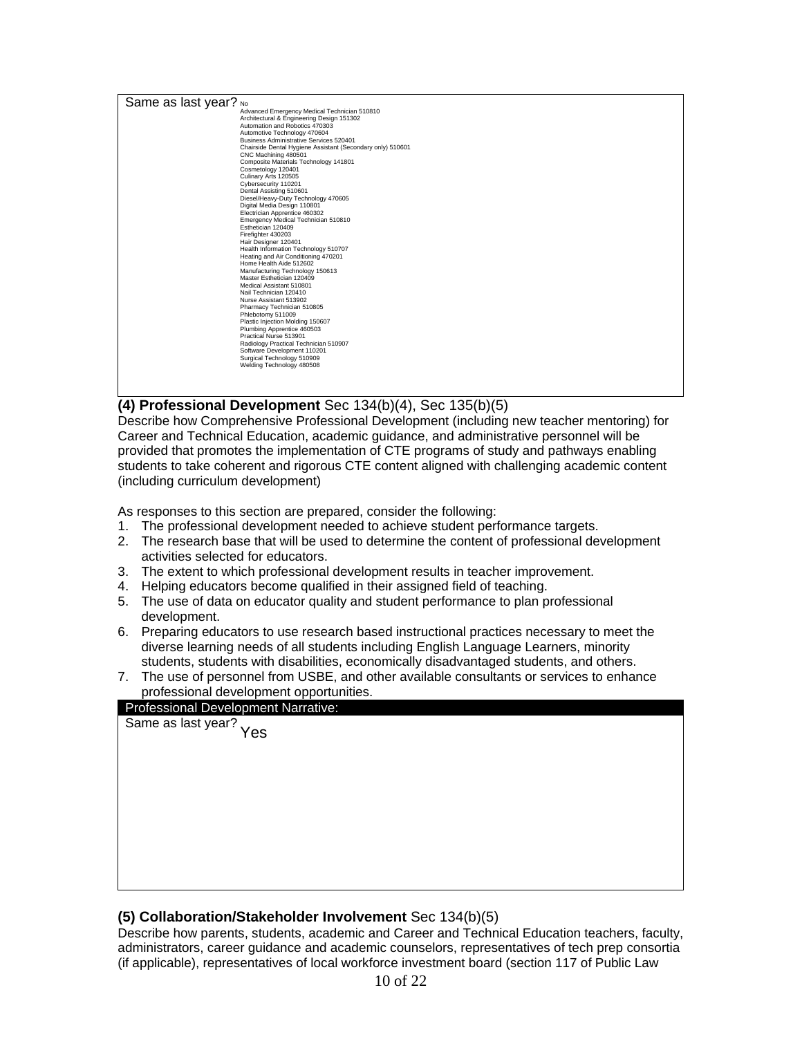Same as last year? No

Advanced Emergency Medical Technician 510810
Architectural & Engineering Design 151302
Automation and Robotics 470303
Automotive Technology 470604
Business Administrative Services 520401
Chairside Dental Hygiene Assistant (Secondary only) 510601
CNC Machining 480501
Composite Materials Technology 141801
Cosmetology 120401
Culinary Arts 120505
Cybersecurity 110201
Dental Assisting 510601
Diesel/Heavy-Duty Technology 470605
Digital Media Design 110801
Electrician Apprentice 460302
Emergency Medical Technician 510810
Esthetician 120409
Firefighter 430203
Hair Designer 120401
Health Information Technology 510707
Heating and Air Conditioning 470201
Home Health Aide 512602
Manufacturing Technology 150613
Master Esthetician 120409
Medical Assistant 510801
Nail Technician 120410
Nurse Assistant 513902
Pharmacy Technician 510805
Phlebotomy 511009
Plastic Injection Molding 150607
Plumbing Apprentice 460503
Practical Nurse 513901
Radiology Practical Technician 510907
Software Development 110201
Surgical Technology 510909
Welding Technology 480508

**(4) Professional Development** Sec 134(b)(4), Sec 135(b)(5)

Describe how Comprehensive Professional Development (including new teacher mentoring) for Career and Technical Education, academic guidance, and administrative personnel will be provided that promotes the implementation of CTE programs of study and pathways enabling students to take coherent and rigorous CTE content aligned with challenging academic content (including curriculum development)

As responses to this section are prepared, consider the following:

1. The professional development needed to achieve student performance targets.
2. The research base that will be used to determine the content of professional development activities selected for educators.
3. The extent to which professional development results in teacher improvement.
4. Helping educators become qualified in their assigned field of teaching.
5. The use of data on educator quality and student performance to plan professional development.
6. Preparing educators to use research based instructional practices necessary to meet the diverse learning needs of all students including English Language Learners, minority students, students with disabilities, economically disadvantaged students, and others.
7. The use of personnel from USBE, and other available consultants or services to enhance professional development opportunities.

Professional Development Narrative:

Same as last year? Yes

**(5) Collaboration/Stakeholder Involvement** Sec 134(b)(5)

Describe how parents, students, academic and Career and Technical Education teachers, faculty, administrators, career guidance and academic counselors, representatives of tech prep consortia (if applicable), representatives of local workforce investment board (section 117 of Public Law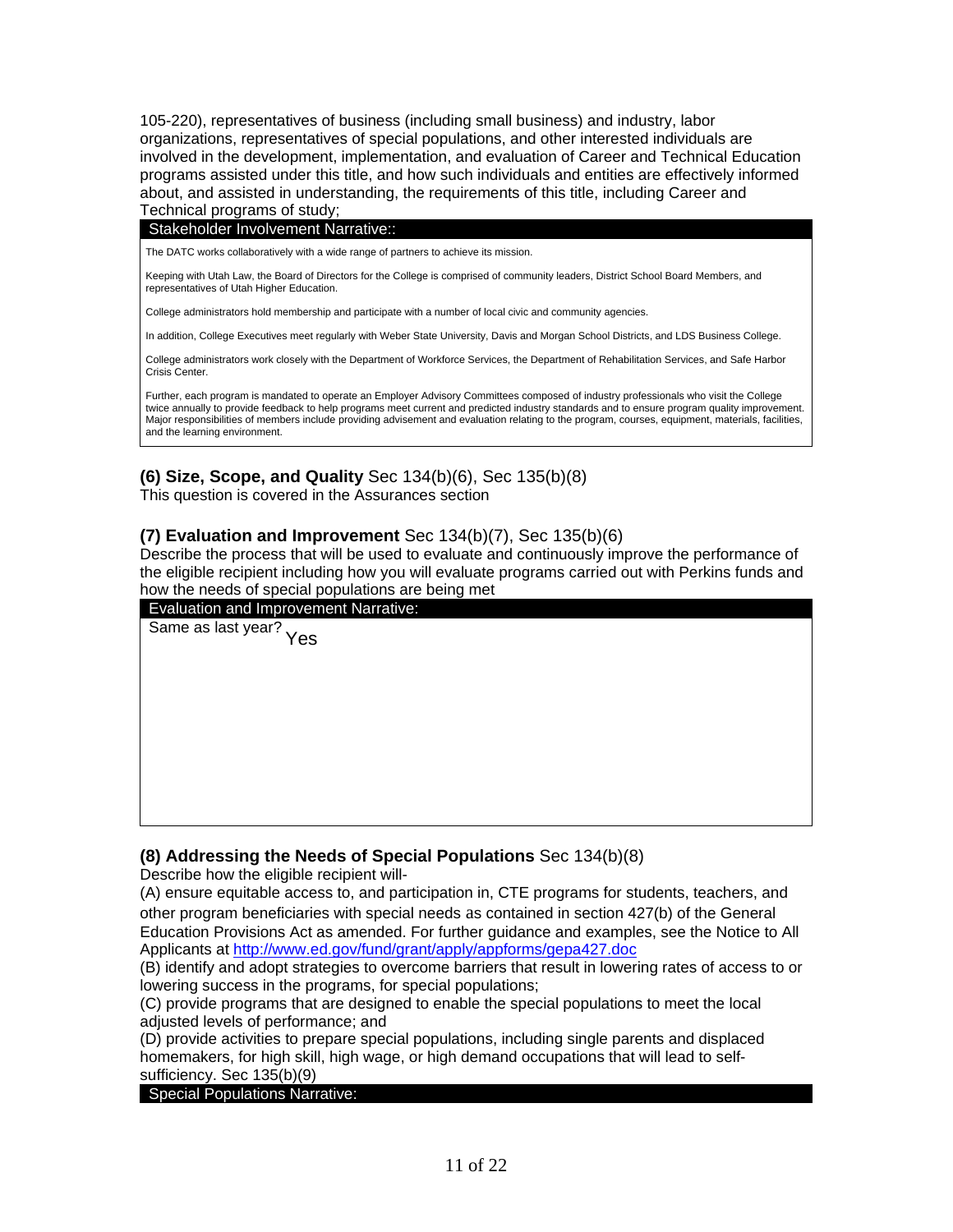105-220), representatives of business (including small business) and industry, labor organizations, representatives of special populations, and other interested individuals are involved in the development, implementation, and evaluation of Career and Technical Education programs assisted under this title, and how such individuals and entities are effectively informed about, and assisted in understanding, the requirements of this title, including Career and Technical programs of study;

**Stakeholder Involvement Narrative::**

The DATC works collaboratively with a wide range of partners to achieve its mission.

Keeping with Utah Law, the Board of Directors for the College is comprised of community leaders, District School Board Members, and representatives of Utah Higher Education.

College administrators hold membership and participate with a number of local civic and community agencies.

In addition, College Executives meet regularly with Weber State University, Davis and Morgan School Districts, and LDS Business College.

College administrators work closely with the Department of Workforce Services, the Department of Rehabilitation Services, and Safe Harbor Crisis Center.

Further, each program is mandated to operate an Employer Advisory Committees composed of industry professionals who visit the College twice annually to provide feedback to help programs meet current and predicted industry standards and to ensure program quality improvement. Major responsibilities of members include providing advisement and evaluation relating to the program, courses, equipment, materials, facilities, and the learning environment.

### (6) Size, Scope, and Quality Sec 134(b)(6), Sec 135(b)(8)

This question is covered in the Assurances section

### (7) Evaluation and Improvement Sec 134(b)(7), Sec 135(b)(6)

Describe the process that will be used to evaluate and continuously improve the performance of the eligible recipient including how you will evaluate programs carried out with Perkins funds and how the needs of special populations are being met

**Evaluation and Improvement Narrative:**

Same as last year? Yes

### (8) Addressing the Needs of Special Populations Sec 134(b)(8)

Describe how the eligible recipient will-

(A) ensure equitable access to, and participation in, CTE programs for students, teachers, and other program beneficiaries with special needs as contained in section 427(b) of the General Education Provisions Act as amended. For further guidance and examples, see the Notice to All Applicants at http://www.ed.gov/fund/grant/apply/appforms/gepa427.doc

(B) identify and adopt strategies to overcome barriers that result in lowering rates of access to or lowering success in the programs, for special populations;

(C) provide programs that are designed to enable the special populations to meet the local adjusted levels of performance; and

(D) provide activities to prepare special populations, including single parents and displaced homemakers, for high skill, high wage, or high demand occupations that will lead to self-sufficiency. Sec 135(b)(9)

**Special Populations Narrative:**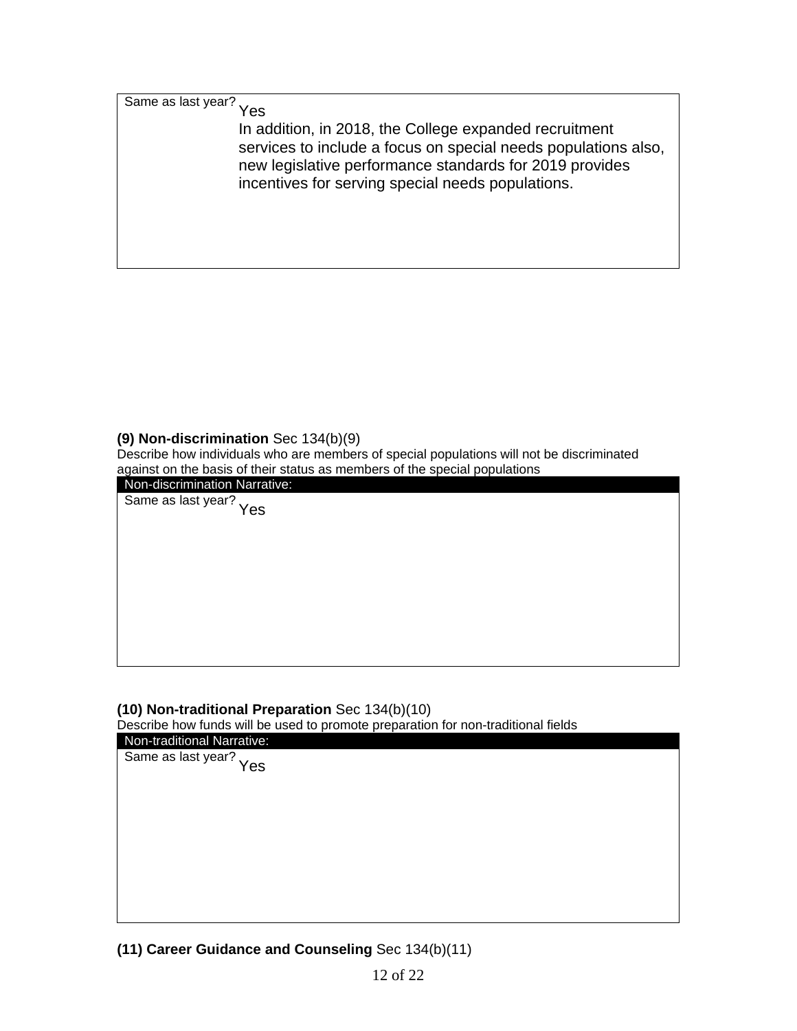Same as last year? Yes

In addition, in 2018, the College expanded recruitment services to include a focus on special needs populations also, new legislative performance standards for 2019 provides incentives for serving special needs populations.

**(9) Non-discrimination** Sec 134(b)(9)

Describe how individuals who are members of special populations will not be discriminated against on the basis of their status as members of the special populations

Non-discrimination Narrative:

Same as last year? Yes

**(10) Non-traditional Preparation** Sec 134(b)(10)

Describe how funds will be used to promote preparation for non-traditional fields

Non-traditional Narrative:

Same as last year? Yes

**(11) Career Guidance and Counseling** Sec 134(b)(11)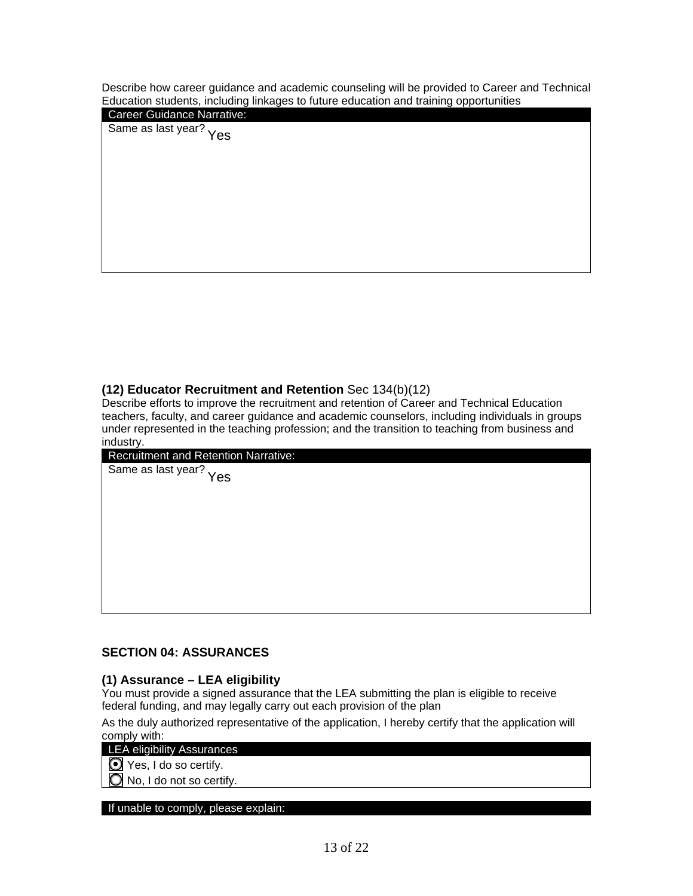Describe how career guidance and academic counseling will be provided to Career and Technical Education students, including linkages to future education and training opportunities

| Career Guidance Narrative: |
| --- |
| Same as last year? Yes |

**(12) Educator Recruitment and Retention** Sec 134(b)(12)

Describe efforts to improve the recruitment and retention of Career and Technical Education teachers, faculty, and career guidance and academic counselors, including individuals in groups under represented in the teaching profession; and the transition to teaching from business and industry.

| Recruitment and Retention Narrative: |
| --- |
| Same as last year? Yes |

## SECTION 04: ASSURANCES

### (1) Assurance – LEA eligibility

You must provide a signed assurance that the LEA submitting the plan is eligible to receive federal funding, and may legally carry out each provision of the plan

As the duly authorized representative of the application, I hereby certify that the application will comply with:

| LEA eligibility Assurances |
| --- |
| (●) Yes, I do so certify. |
| ( ) No, I do not so certify. |

| If unable to comply, please explain: |
| --- |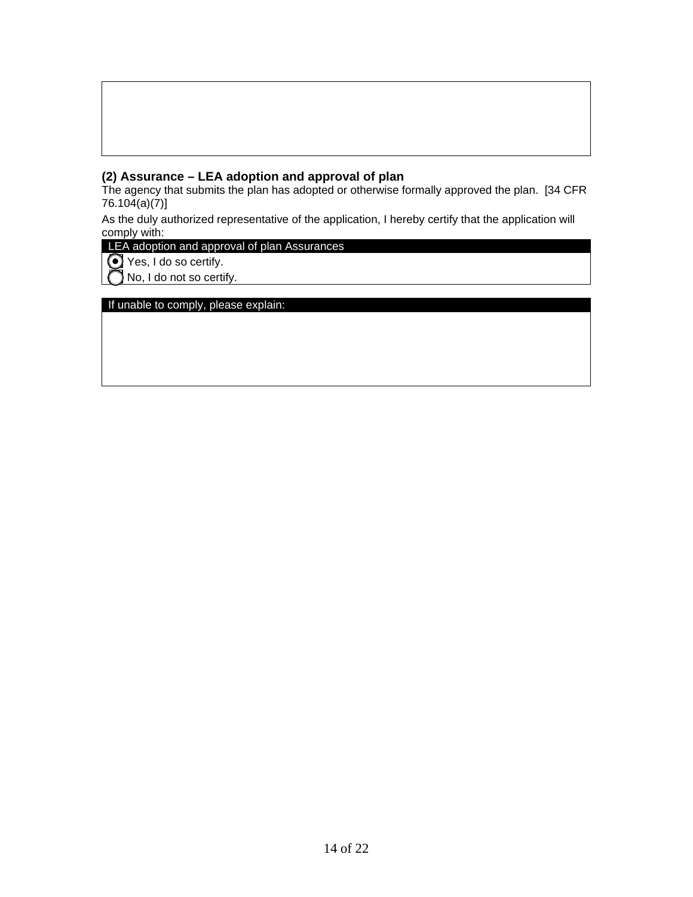### (2) Assurance – LEA adoption and approval of plan

The agency that submits the plan has adopted or otherwise formally approved the plan. [34 CFR 76.104(a)(7)]

As the duly authorized representative of the application, I hereby certify that the application will comply with:

| LEA adoption and approval of plan Assurances |
|---|
| (●) Yes, I do so certify. |
| ( ) No, I do not so certify. |

| If unable to comply, please explain: |
|---|
| |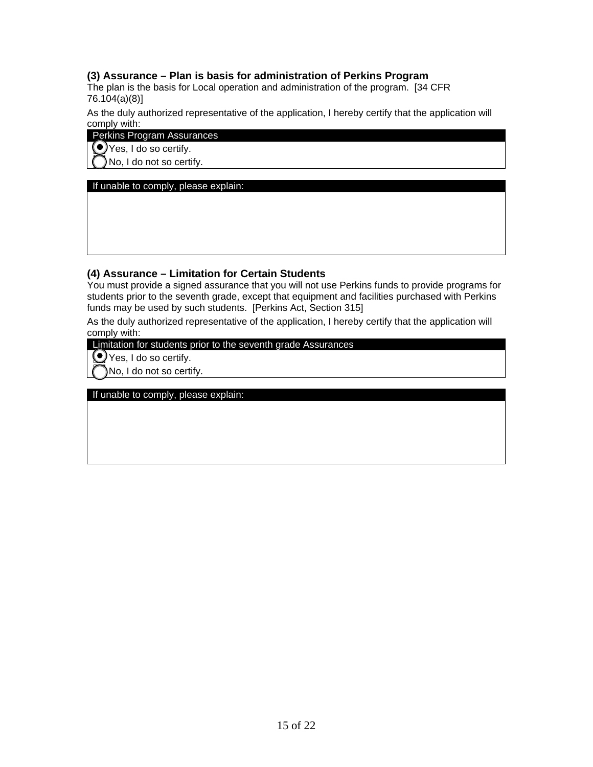### (3) Assurance – Plan is basis for administration of Perkins Program

The plan is the basis for Local operation and administration of the program. [34 CFR 76.104(a)(8)]

As the duly authorized representative of the application, I hereby certify that the application will comply with:

| Perkins Program Assurances |
|---|
| (●) Yes, I do so certify. |
| ( ) No, I do not so certify. |

| If unable to comply, please explain: |
|---|
| |

### (4) Assurance – Limitation for Certain Students

You must provide a signed assurance that you will not use Perkins funds to provide programs for students prior to the seventh grade, except that equipment and facilities purchased with Perkins funds may be used by such students. [Perkins Act, Section 315]

As the duly authorized representative of the application, I hereby certify that the application will comply with:

| Limitation for students prior to the seventh grade Assurances |
|---|
| (●) Yes, I do so certify. |
| ( ) No, I do not so certify. |

| If unable to comply, please explain: |
|---|
| |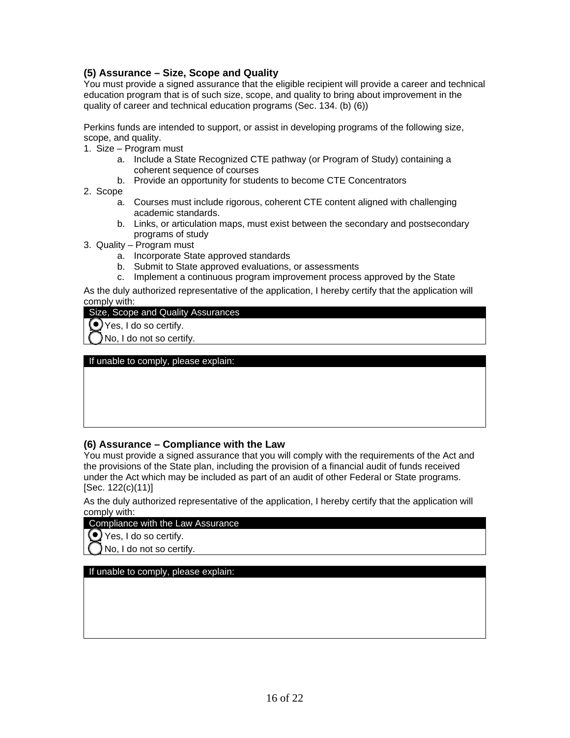### (5) Assurance – Size, Scope and Quality

You must provide a signed assurance that the eligible recipient will provide a career and technical education program that is of such size, scope, and quality to bring about improvement in the quality of career and technical education programs (Sec. 134. (b) (6))

Perkins funds are intended to support, or assist in developing programs of the following size, scope, and quality.

1. Size – Program must
   a. Include a State Recognized CTE pathway (or Program of Study) containing a coherent sequence of courses
   b. Provide an opportunity for students to become CTE Concentrators
2. Scope
   a. Courses must include rigorous, coherent CTE content aligned with challenging academic standards.
   b. Links, or articulation maps, must exist between the secondary and postsecondary programs of study
3. Quality – Program must
   a. Incorporate State approved standards
   b. Submit to State approved evaluations, or assessments
   c. Implement a continuous program improvement process approved by the State

As the duly authorized representative of the application, I hereby certify that the application will comply with:

| Size, Scope and Quality Assurances |
|---|
| (●) Yes, I do so certify. |
| ( ) No, I do not so certify. |

| If unable to comply, please explain: |
|---|
| |

### (6) Assurance – Compliance with the Law

You must provide a signed assurance that you will comply with the requirements of the Act and the provisions of the State plan, including the provision of a financial audit of funds received under the Act which may be included as part of an audit of other Federal or State programs. [Sec. 122(c)(11)]

As the duly authorized representative of the application, I hereby certify that the application will comply with:

| Compliance with the Law Assurance |
|---|
| (●) Yes, I do so certify. |
| ( ) No, I do not so certify. |

| If unable to comply, please explain: |
|---|
| |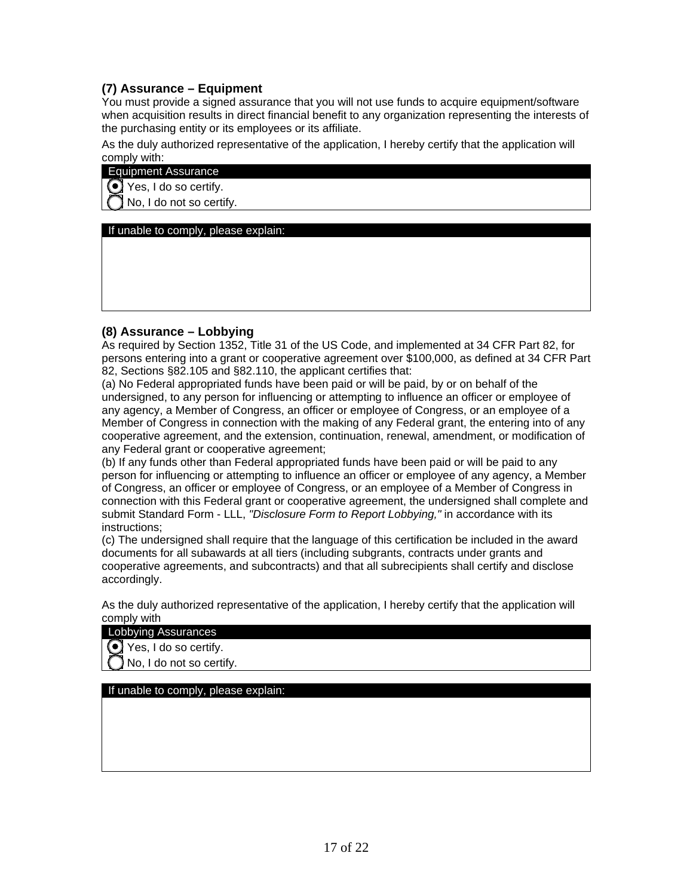### (7) Assurance – Equipment

You must provide a signed assurance that you will not use funds to acquire equipment/software when acquisition results in direct financial benefit to any organization representing the interests of the purchasing entity or its employees or its affiliate.

As the duly authorized representative of the application, I hereby certify that the application will comply with:

| Equipment Assurance |
| --- |
| (●) Yes, I do so certify. |
| ( ) No, I do not so certify. |

| If unable to comply, please explain: |
| --- |
| |

### (8) Assurance – Lobbying

As required by Section 1352, Title 31 of the US Code, and implemented at 34 CFR Part 82, for persons entering into a grant or cooperative agreement over $100,000, as defined at 34 CFR Part 82, Sections §82.105 and §82.110, the applicant certifies that:

(a) No Federal appropriated funds have been paid or will be paid, by or on behalf of the undersigned, to any person for influencing or attempting to influence an officer or employee of any agency, a Member of Congress, an officer or employee of Congress, or an employee of a Member of Congress in connection with the making of any Federal grant, the entering into of any cooperative agreement, and the extension, continuation, renewal, amendment, or modification of any Federal grant or cooperative agreement;

(b) If any funds other than Federal appropriated funds have been paid or will be paid to any person for influencing or attempting to influence an officer or employee of any agency, a Member of Congress, an officer or employee of Congress, or an employee of a Member of Congress in connection with this Federal grant or cooperative agreement, the undersigned shall complete and submit Standard Form - LLL, *"Disclosure Form to Report Lobbying,"* in accordance with its instructions;

(c) The undersigned shall require that the language of this certification be included in the award documents for all subawards at all tiers (including subgrants, contracts under grants and cooperative agreements, and subcontracts) and that all subrecipients shall certify and disclose accordingly.

As the duly authorized representative of the application, I hereby certify that the application will comply with

| Lobbying Assurances |
| --- |
| (●) Yes, I do so certify. |
| ( ) No, I do not so certify. |

| If unable to comply, please explain: |
| --- |
| |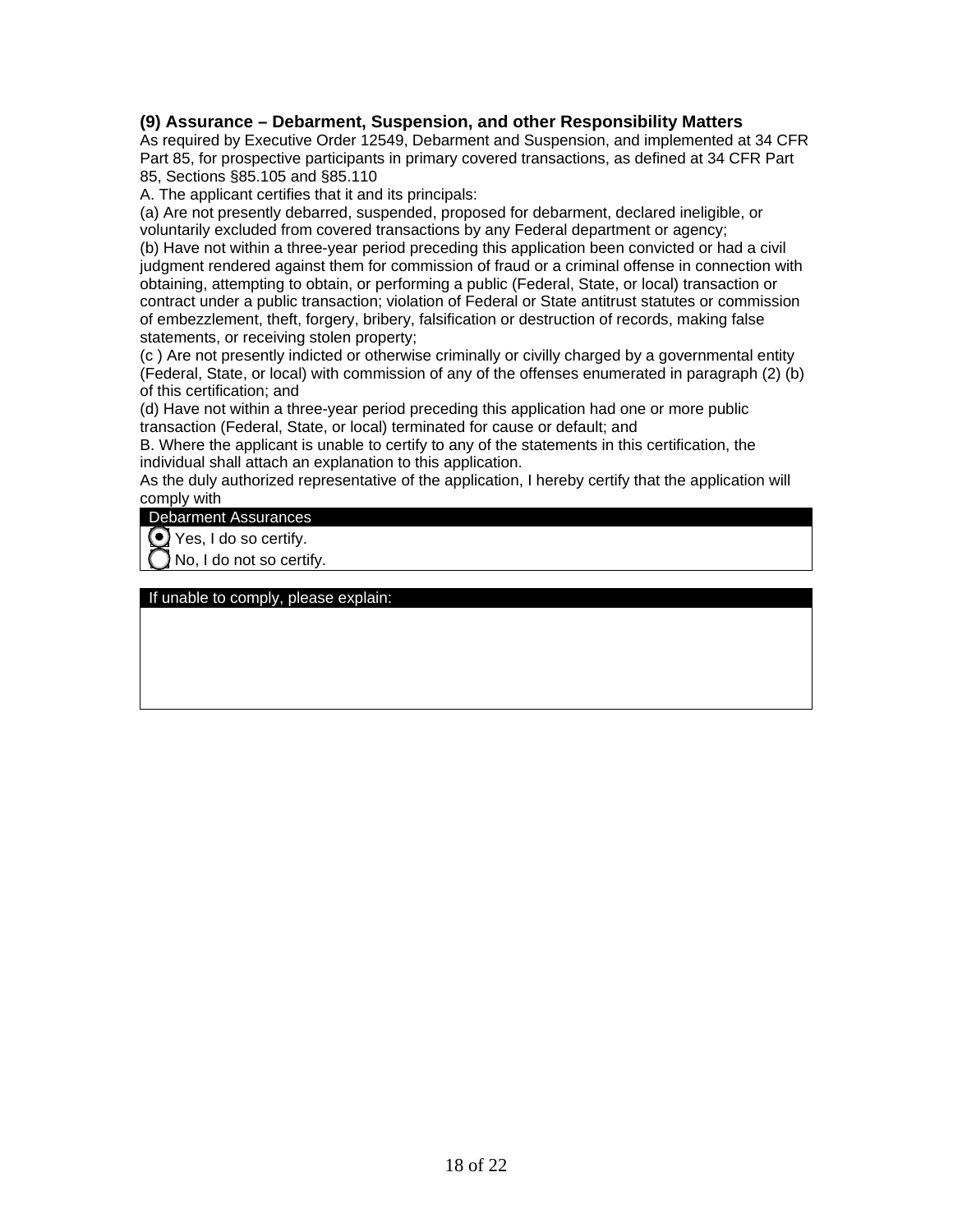### (9) Assurance – Debarment, Suspension, and other Responsibility Matters

As required by Executive Order 12549, Debarment and Suspension, and implemented at 34 CFR Part 85, for prospective participants in primary covered transactions, as defined at 34 CFR Part 85, Sections §85.105 and §85.110

A. The applicant certifies that it and its principals:

(a) Are not presently debarred, suspended, proposed for debarment, declared ineligible, or voluntarily excluded from covered transactions by any Federal department or agency;

(b) Have not within a three-year period preceding this application been convicted or had a civil judgment rendered against them for commission of fraud or a criminal offense in connection with obtaining, attempting to obtain, or performing a public (Federal, State, or local) transaction or contract under a public transaction; violation of Federal or State antitrust statutes or commission of embezzlement, theft, forgery, bribery, falsification or destruction of records, making false statements, or receiving stolen property;

(c ) Are not presently indicted or otherwise criminally or civilly charged by a governmental entity (Federal, State, or local) with commission of any of the offenses enumerated in paragraph (2) (b) of this certification; and

(d) Have not within a three-year period preceding this application had one or more public transaction (Federal, State, or local) terminated for cause or default; and

B. Where the applicant is unable to certify to any of the statements in this certification, the individual shall attach an explanation to this application.

As the duly authorized representative of the application, I hereby certify that the application will comply with

| Debarment Assurances |
|---|
| (●) Yes, I do so certify. |
| ( ) No, I do not so certify. |

| If unable to comply, please explain: |
|---|
| |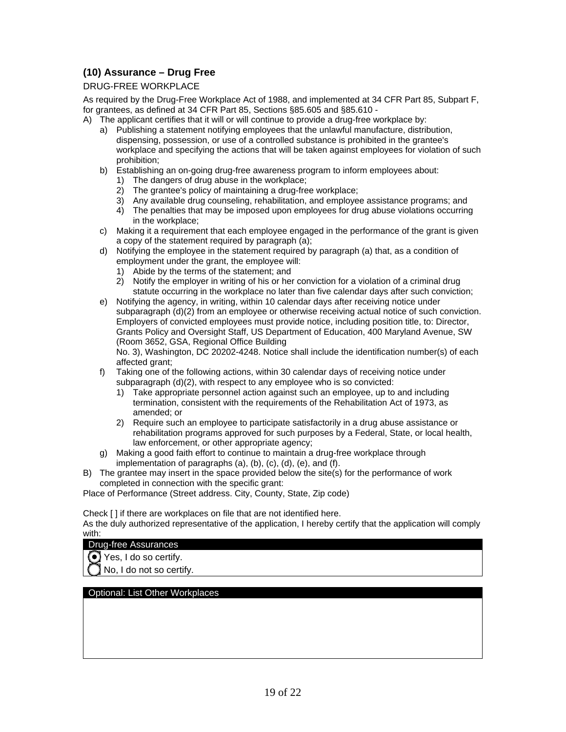### (10) Assurance – Drug Free

DRUG-FREE WORKPLACE

As required by the Drug-Free Workplace Act of 1988, and implemented at 34 CFR Part 85, Subpart F, for grantees, as defined at 34 CFR Part 85, Sections §85.605 and §85.610 -

A) The applicant certifies that it will or will continue to provide a drug-free workplace by:
   a) Publishing a statement notifying employees that the unlawful manufacture, distribution, dispensing, possession, or use of a controlled substance is prohibited in the grantee's workplace and specifying the actions that will be taken against employees for violation of such prohibition;
   b) Establishing an on-going drug-free awareness program to inform employees about:
      1) The dangers of drug abuse in the workplace;
      2) The grantee's policy of maintaining a drug-free workplace;
      3) Any available drug counseling, rehabilitation, and employee assistance programs; and
      4) The penalties that may be imposed upon employees for drug abuse violations occurring in the workplace;
   c) Making it a requirement that each employee engaged in the performance of the grant is given a copy of the statement required by paragraph (a);
   d) Notifying the employee in the statement required by paragraph (a) that, as a condition of employment under the grant, the employee will:
      1) Abide by the terms of the statement; and
      2) Notify the employer in writing of his or her conviction for a violation of a criminal drug statute occurring in the workplace no later than five calendar days after such conviction;
   e) Notifying the agency, in writing, within 10 calendar days after receiving notice under subparagraph (d)(2) from an employee or otherwise receiving actual notice of such conviction. Employers of convicted employees must provide notice, including position title, to: Director, Grants Policy and Oversight Staff, US Department of Education, 400 Maryland Avenue, SW (Room 3652, GSA, Regional Office Building
      No. 3), Washington, DC 20202-4248. Notice shall include the identification number(s) of each affected grant;
   f) Taking one of the following actions, within 30 calendar days of receiving notice under subparagraph (d)(2), with respect to any employee who is so convicted:
      1) Take appropriate personnel action against such an employee, up to and including termination, consistent with the requirements of the Rehabilitation Act of 1973, as amended; or
      2) Require such an employee to participate satisfactorily in a drug abuse assistance or rehabilitation programs approved for such purposes by a Federal, State, or local health, law enforcement, or other appropriate agency;
   g) Making a good faith effort to continue to maintain a drug-free workplace through implementation of paragraphs (a), (b), (c), (d), (e), and (f).

B) The grantee may insert in the space provided below the site(s) for the performance of work completed in connection with the specific grant:

Place of Performance (Street address. City, County, State, Zip code)

Check [ ] if there are workplaces on file that are not identified here.

As the duly authorized representative of the application, I hereby certify that the application will comply with:

| Drug-free Assurances |
| --- |
| (•) Yes, I do so certify. |
| ( ) No, I do not so certify. |

| Optional: List Other Workplaces |
| --- |
| |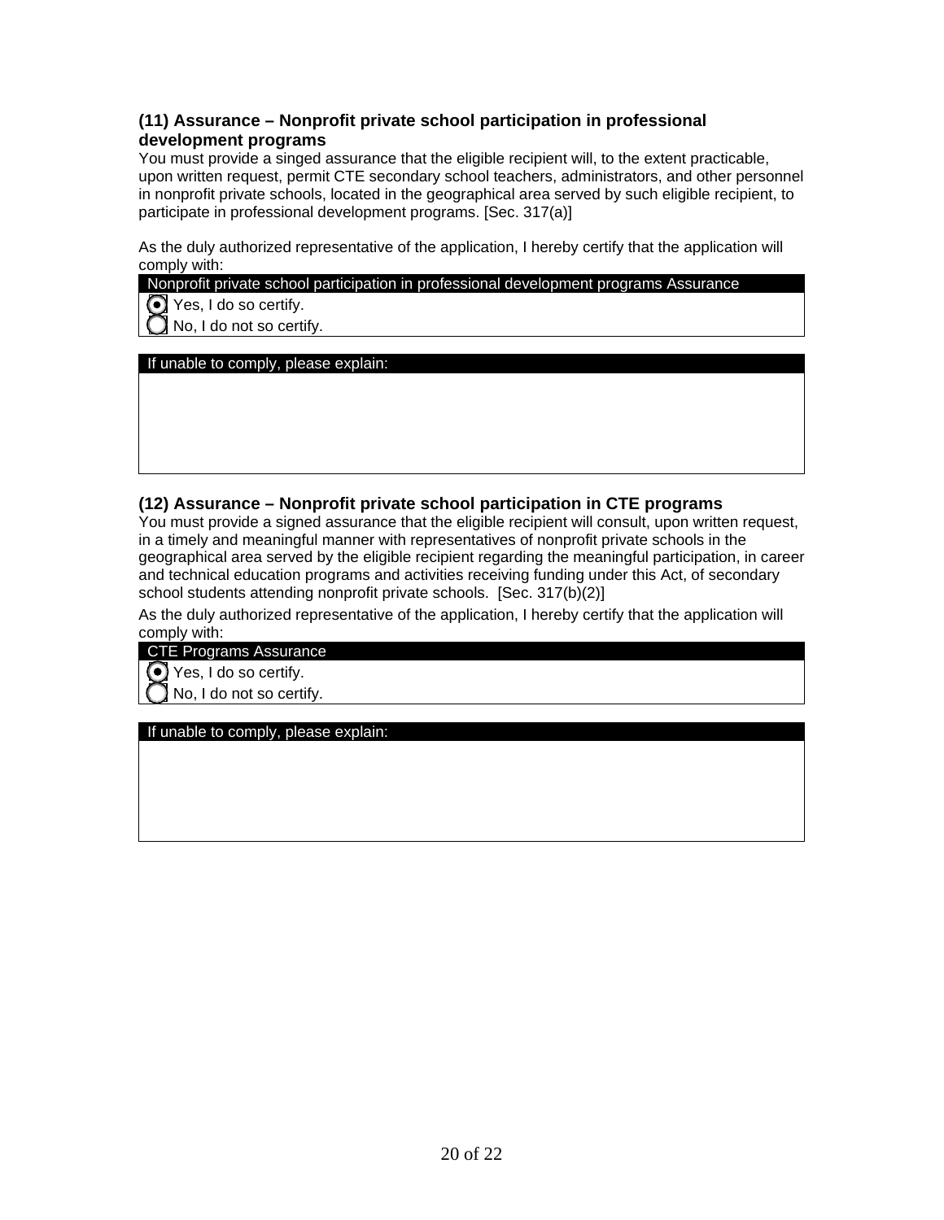### (11) Assurance – Nonprofit private school participation in professional development programs

You must provide a singed assurance that the eligible recipient will, to the extent practicable, upon written request, permit CTE secondary school teachers, administrators, and other personnel in nonprofit private schools, located in the geographical area served by such eligible recipient, to participate in professional development programs. [Sec. 317(a)]

As the duly authorized representative of the application, I hereby certify that the application will comply with:

| Nonprofit private school participation in professional development programs Assurance |
|---|
| (●) Yes, I do so certify. |
| ( ) No, I do not so certify. |

| If unable to comply, please explain: |
|---|
| |

### (12) Assurance – Nonprofit private school participation in CTE programs

You must provide a signed assurance that the eligible recipient will consult, upon written request, in a timely and meaningful manner with representatives of nonprofit private schools in the geographical area served by the eligible recipient regarding the meaningful participation, in career and technical education programs and activities receiving funding under this Act, of secondary school students attending nonprofit private schools. [Sec. 317(b)(2)]

As the duly authorized representative of the application, I hereby certify that the application will comply with:

| CTE Programs Assurance |
|---|
| (●) Yes, I do so certify. |
| ( ) No, I do not so certify. |

| If unable to comply, please explain: |
|---|
| |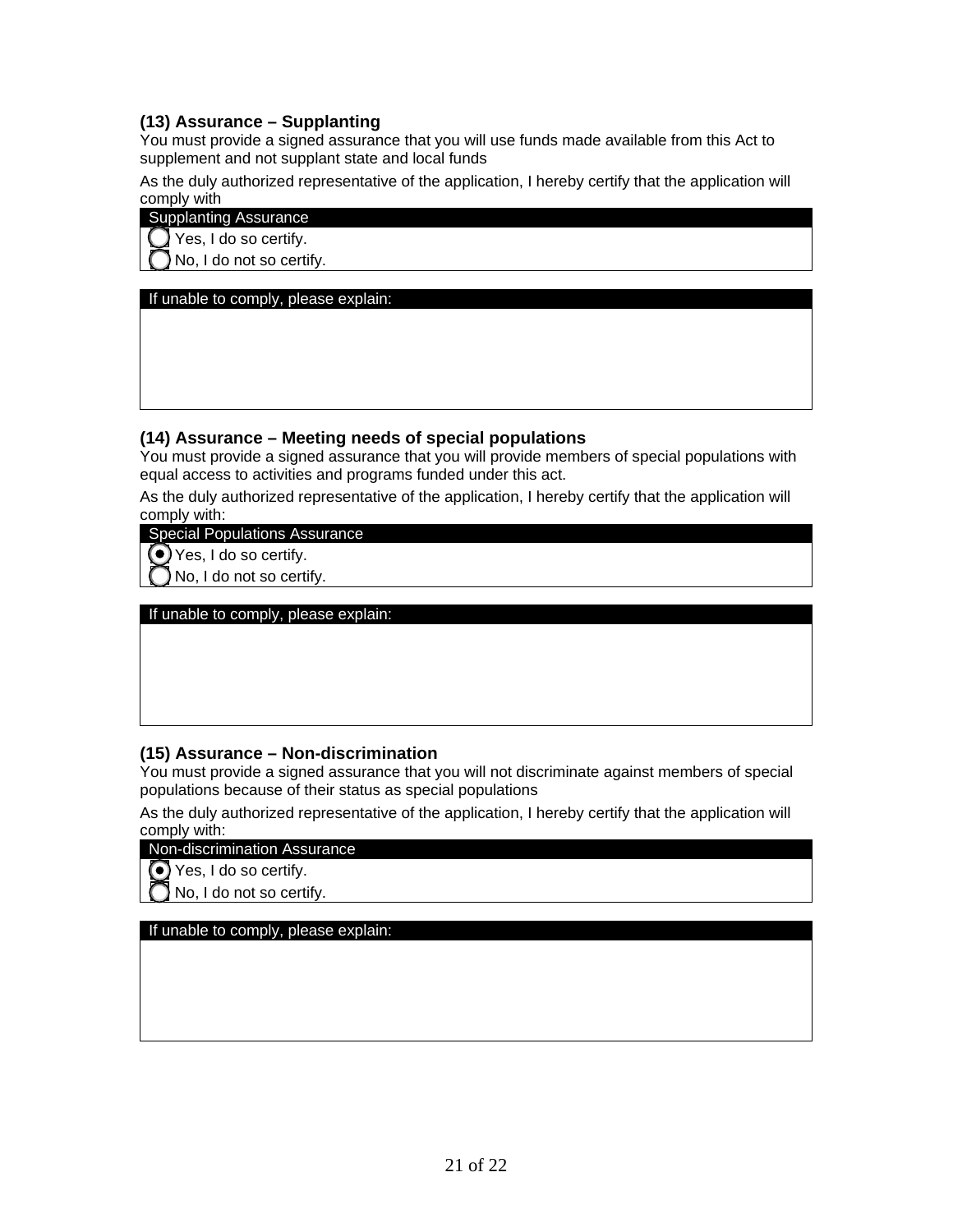### (13) Assurance – Supplanting

You must provide a signed assurance that you will use funds made available from this Act to supplement and not supplant state and local funds

As the duly authorized representative of the application, I hereby certify that the application will comply with

| Supplanting Assurance |
|---|
| ◯ Yes, I do so certify. |
| ◯ No, I do not so certify. |

| If unable to comply, please explain: |
|---|
| |

### (14) Assurance – Meeting needs of special populations

You must provide a signed assurance that you will provide members of special populations with equal access to activities and programs funded under this act.

As the duly authorized representative of the application, I hereby certify that the application will comply with:

| Special Populations Assurance |
|---|
| ◉ Yes, I do so certify. |
| ◯ No, I do not so certify. |

| If unable to comply, please explain: |
|---|
| |

### (15) Assurance – Non-discrimination

You must provide a signed assurance that you will not discriminate against members of special populations because of their status as special populations

As the duly authorized representative of the application, I hereby certify that the application will comply with:

| Non-discrimination Assurance |
|---|
| ◉ Yes, I do so certify. |
| ◯ No, I do not so certify. |

| If unable to comply, please explain: |
|---|
| |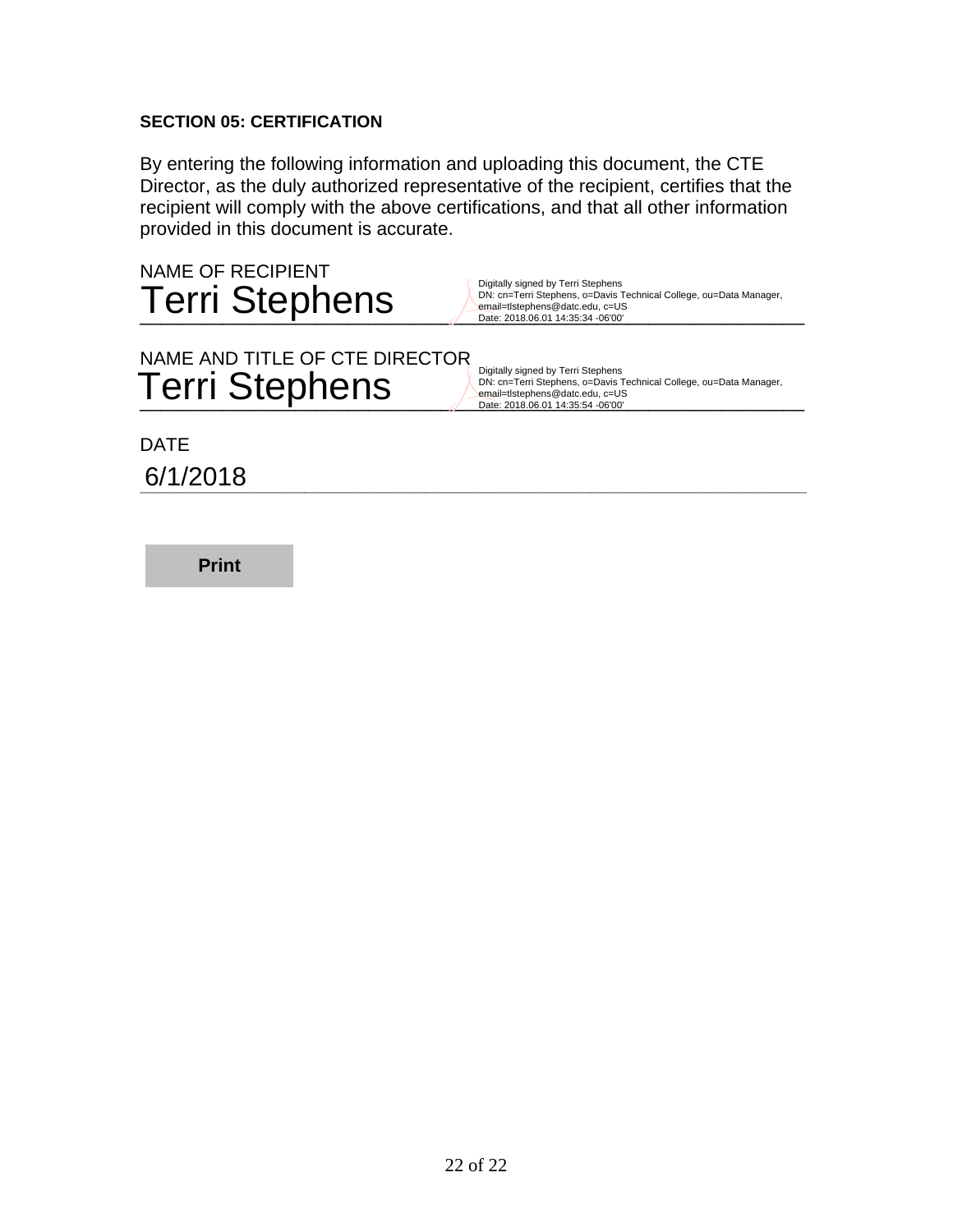**SECTION 05: CERTIFICATION**

By entering the following information and uploading this document, the CTE Director, as the duly authorized representative of the recipient, certifies that the recipient will comply with the above certifications, and that all other information provided in this document is accurate.

NAME OF RECIPIENT

Terri Stephens

Digitally signed by Terri Stephens
DN: cn=Terri Stephens, o=Davis Technical College, ou=Data Manager, email=tlstephens@datc.edu, c=US
Date: 2018.06.01 14:35:34 -06'00'

NAME AND TITLE OF CTE DIRECTOR

Terri Stephens

Digitally signed by Terri Stephens
DN: cn=Terri Stephens, o=Davis Technical College, ou=Data Manager, email=tlstephens@datc.edu, c=US
Date: 2018.06.01 14:35:54 -06'00'

DATE

6/1/2018

Print